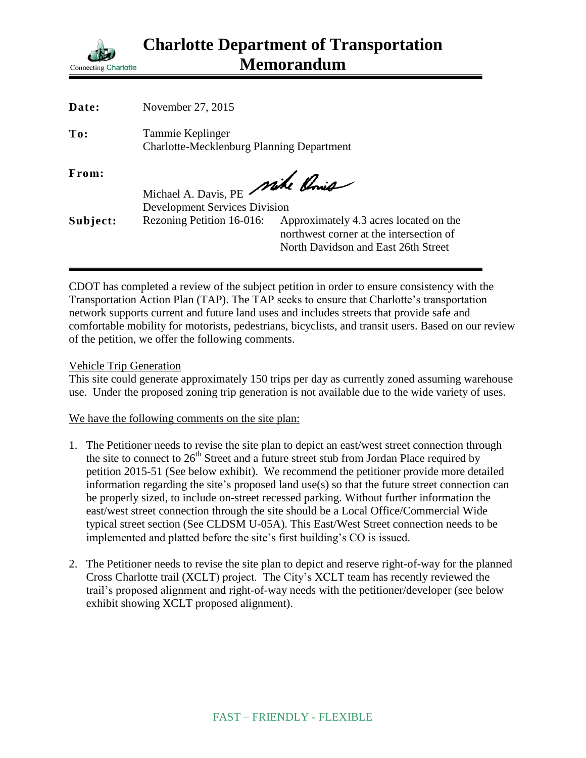# Charlotte Department of Transportation Memorandum

Connecting Charlotte

**Date:** November 27, 2015

**To:** Tammie Keplinger
Charlotte-Mecklenburg Planning Department

**From:** Michael A. Davis, PE
Development Services Division

**Subject:** Rezoning Petition 16-016: Approximately 4.3 acres located on the northwest corner at the intersection of North Davidson and East 26th Street

---

CDOT has completed a review of the subject petition in order to ensure consistency with the Transportation Action Plan (TAP). The TAP seeks to ensure that Charlotte's transportation network supports current and future land uses and includes streets that provide safe and comfortable mobility for motorists, pedestrians, bicyclists, and transit users. Based on our review of the petition, we offer the following comments.

Vehicle Trip Generation

This site could generate approximately 150 trips per day as currently zoned assuming warehouse use. Under the proposed zoning trip generation is not available due to the wide variety of uses.

We have the following comments on the site plan:

1. The Petitioner needs to revise the site plan to depict an east/west street connection through the site to connect to 26th Street and a future street stub from Jordan Place required by petition 2015-51 (See below exhibit). We recommend the petitioner provide more detailed information regarding the site's proposed land use(s) so that the future street connection can be properly sized, to include on-street recessed parking. Without further information the east/west street connection through the site should be a Local Office/Commercial Wide typical street section (See CLDSM U-05A). This East/West Street connection needs to be implemented and platted before the site's first building's CO is issued.

2. The Petitioner needs to revise the site plan to depict and reserve right-of-way for the planned Cross Charlotte trail (XCLT) project. The City's XCLT team has recently reviewed the trail's proposed alignment and right-of-way needs with the petitioner/developer (see below exhibit showing XCLT proposed alignment).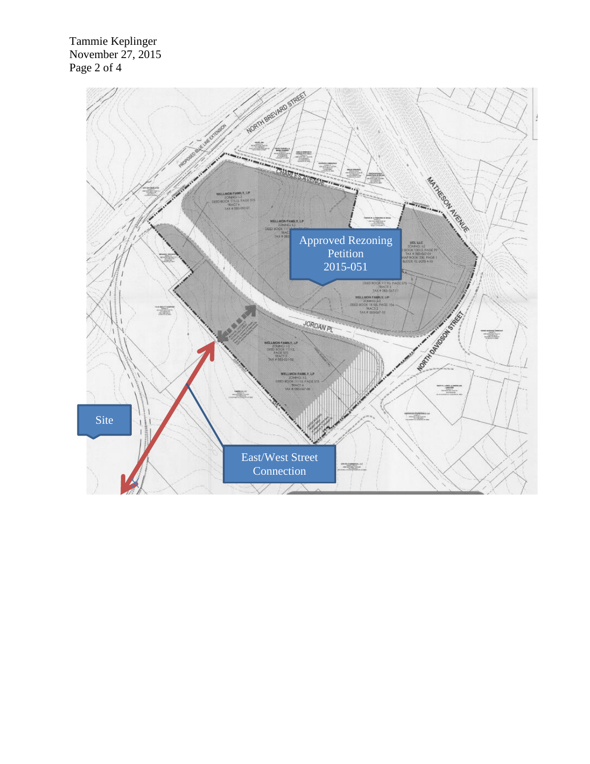NORTH BREVARD STREET

PROPOSED BLUE LINE EXTENSION

CHARLES AVENUE

MATHESON AVENUE

Approved Rezoning Petition 2015-051

JORDAN PL

NORTH DAVIDSON STREET

Site

East/West Street Connection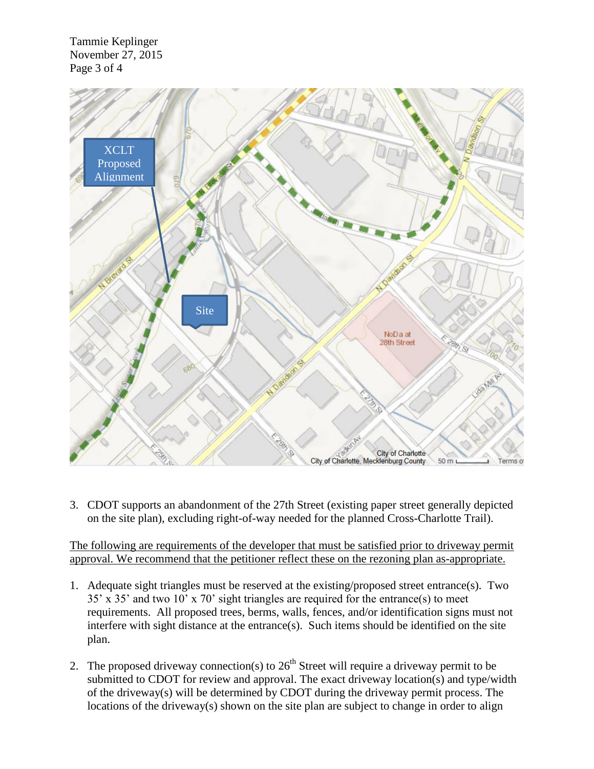3. CDOT supports an abandonment of the 27th Street (existing paper street generally depicted on the site plan), excluding right-of-way needed for the planned Cross-Charlotte Trail).

The following are requirements of the developer that must be satisfied prior to driveway permit approval. We recommend that the petitioner reflect these on the rezoning plan as-appropriate.

1. Adequate sight triangles must be reserved at the existing/proposed street entrance(s). Two 35’ x 35’ and two 10’ x 70’ sight triangles are required for the entrance(s) to meet requirements. All proposed trees, berms, walls, fences, and/or identification signs must not interfere with sight distance at the entrance(s). Such items should be identified on the site plan.

2. The proposed driveway connection(s) to 26th Street will require a driveway permit to be submitted to CDOT for review and approval. The exact driveway location(s) and type/width of the driveway(s) will be determined by CDOT during the driveway permit process. The locations of the driveway(s) shown on the site plan are subject to change in order to align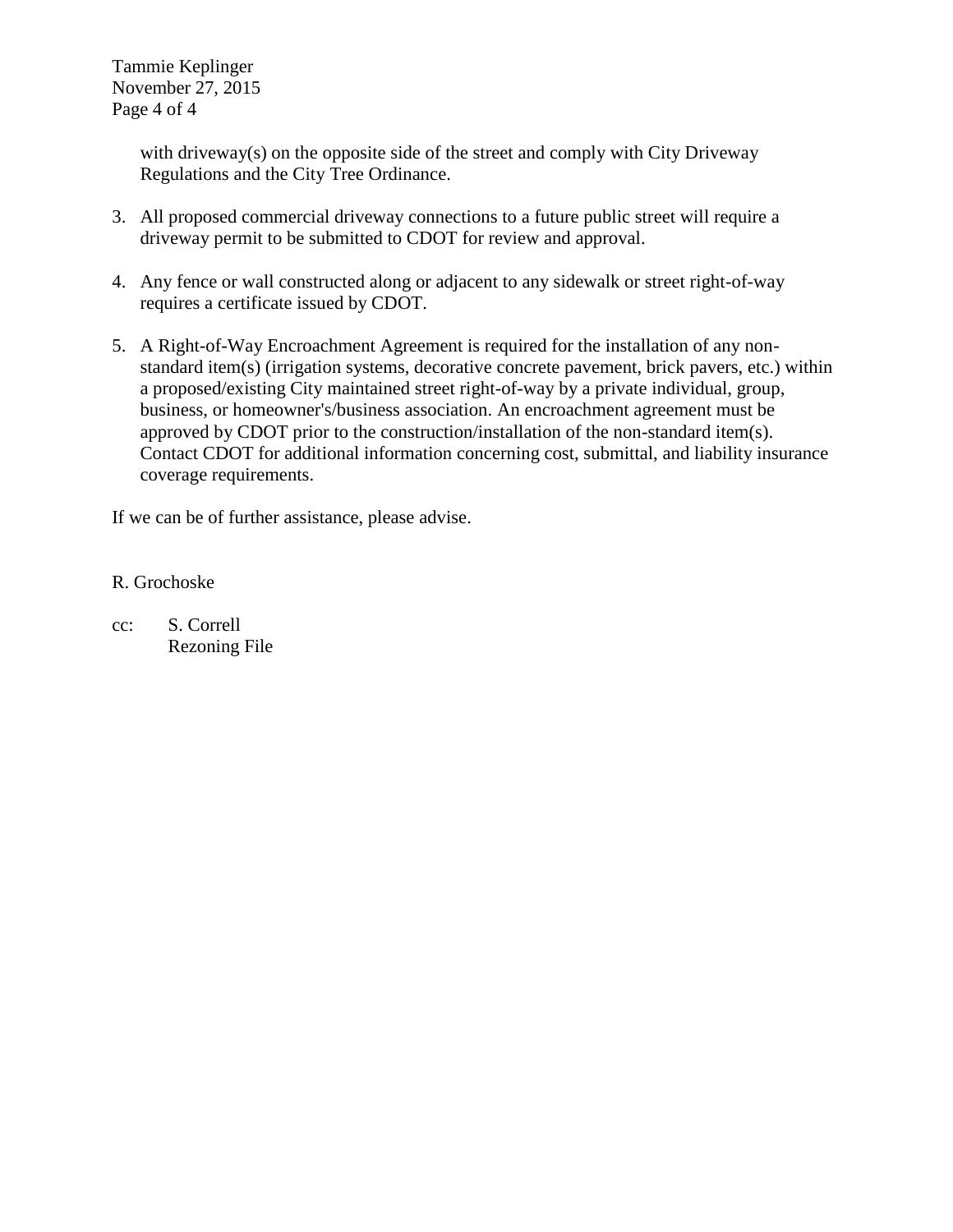with driveway(s) on the opposite side of the street and comply with City Driveway Regulations and the City Tree Ordinance.

3. All proposed commercial driveway connections to a future public street will require a driveway permit to be submitted to CDOT for review and approval.

4. Any fence or wall constructed along or adjacent to any sidewalk or street right-of-way requires a certificate issued by CDOT.

5. A Right-of-Way Encroachment Agreement is required for the installation of any non-standard item(s) (irrigation systems, decorative concrete pavement, brick pavers, etc.) within a proposed/existing City maintained street right-of-way by a private individual, group, business, or homeowner's/business association. An encroachment agreement must be approved by CDOT prior to the construction/installation of the non-standard item(s). Contact CDOT for additional information concerning cost, submittal, and liability insurance coverage requirements.

If we can be of further assistance, please advise.

R. Grochoske

cc: S. Correll
Rezoning File